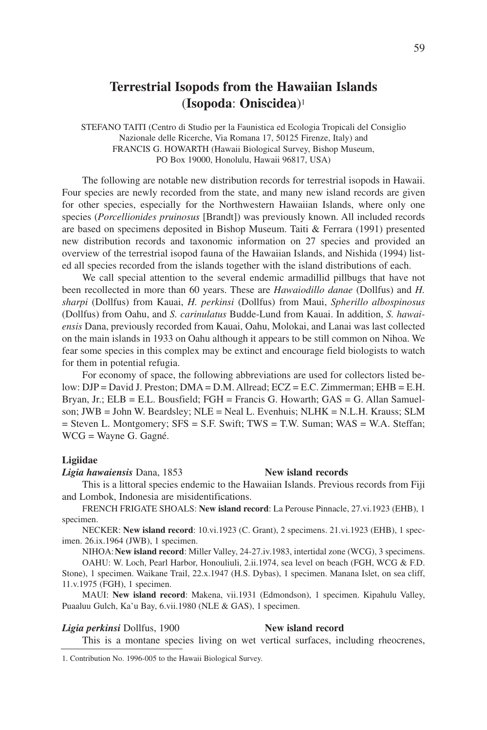# Terrestrial Isopods from the Hawaiian Islands (Isopoda: Oniscidea)[1]

STEFANO TAITI (Centro di Studio per la Faunistica ed Ecologia Tropicali del Consiglio Nazionale delle Ricerche, Via Romana 17, 50125 Firenze, Italy) and FRANCIS G. HOWARTH (Hawaii Biological Survey, Bishop Museum, PO Box 19000, Honolulu, Hawaii 96817, USA)

The following are notable new distribution records for terrestrial isopods in Hawaii. Four species are newly recorded from the state, and many new island records are given for other species, especially for the Northwestern Hawaiian Islands, where only one species (*Porcellionides pruinosus* [Brandt]) was previously known. All included records are based on specimens deposited in Bishop Museum. Taiti & Ferrara (1991) presented new distribution records and taxonomic information on 27 species and provided an overview of the terrestrial isopod fauna of the Hawaiian Islands, and Nishida (1994) listed all species recorded from the islands together with the island distributions of each.

We call special attention to the several endemic armadillid pillbugs that have not been recollected in more than 60 years. These are *Hawaiodillo danae* (Dollfus) and *H. sharpi* (Dollfus) from Kauai, *H. perkinsi* (Dollfus) from Maui, *Spherillo albospinosus* (Dollfus) from Oahu, and *S. carinulatus* Budde-Lund from Kauai. In addition, *S. hawaiensis* Dana, previously recorded from Kauai, Oahu, Molokai, and Lanai was last collected on the main islands in 1933 on Oahu although it appears to be still common on Nihoa. We fear some species in this complex may be extinct and encourage field biologists to watch for them in potential refugia.

For economy of space, the following abbreviations are used for collectors listed below: DJP = David J. Preston; DMA = D.M. Allread; ECZ = E.C. Zimmerman; EHB = E.H. Bryan, Jr.; ELB = E.L. Bousfield; FGH = Francis G. Howarth; GAS = G. Allan Samuelson; JWB = John W. Beardsley; NLE = Neal L. Evenhuis; NLHK = N.L.H. Krauss; SLM = Steven L. Montgomery; SFS = S.F. Swift; TWS = T.W. Suman; WAS = W.A. Steffan; WCG = Wayne G. Gagné.

## Ligiidae

***Ligia hawaiensis*** Dana, 1853 **New island records**

This is a littoral species endemic to the Hawaiian Islands. Previous records from Fiji and Lombok, Indonesia are misidentifications.

FRENCH FRIGATE SHOALS: **New island record**: La Perouse Pinnacle, 27.vi.1923 (EHB), 1 specimen.

NECKER: **New island record**: 10.vi.1923 (C. Grant), 2 specimens. 21.vi.1923 (EHB), 1 specimen. 26.ix.1964 (JWB), 1 specimen.

NIHOA: **New island record**: Miller Valley, 24-27.iv.1983, intertidal zone (WCG), 3 specimens.

OAHU: W. Loch, Pearl Harbor, Honouliuli, 2.ii.1974, sea level on beach (FGH, WCG & F.D. Stone), 1 specimen. Waikane Trail, 22.x.1947 (H.S. Dybas), 1 specimen. Manana Islet, on sea cliff, 11.v.1975 (FGH), 1 specimen.

MAUI: **New island record**: Makena, vii.1931 (Edmondson), 1 specimen. Kipahulu Valley, Puaaluu Gulch, Ka'u Bay, 6.vii.1980 (NLE & GAS), 1 specimen.

***Ligia perkinsi*** Dollfus, 1900 **New island record**

This is a montane species living on wet vertical surfaces, including rheocrenes,

1. Contribution No. 1996-005 to the Hawaii Biological Survey.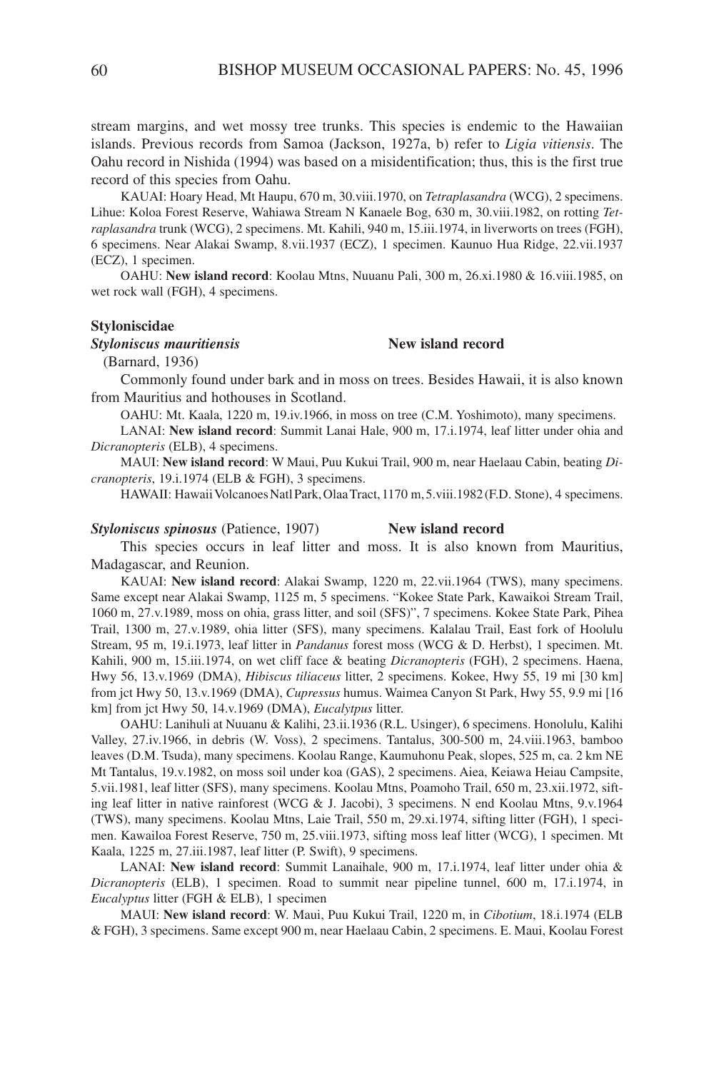stream margins, and wet mossy tree trunks. This species is endemic to the Hawaiian islands. Previous records from Samoa (Jackson, 1927a, b) refer to *Ligia vitiensis*. The Oahu record in Nishida (1994) was based on a misidentification; thus, this is the first true record of this species from Oahu.

KAUAI: Hoary Head, Mt Haupu, 670 m, 30.viii.1970, on *Tetraplasandra* (WCG), 2 specimens. Lihue: Koloa Forest Reserve, Wahiawa Stream N Kanaele Bog, 630 m, 30.viii.1982, on rotting *Tetraplasandra* trunk (WCG), 2 specimens. Mt. Kahili, 940 m, 15.iii.1974, in liverworts on trees (FGH), 6 specimens. Near Alakai Swamp, 8.vii.1937 (ECZ), 1 specimen. Kaunuo Hua Ridge, 22.vii.1937 (ECZ), 1 specimen.

OAHU: **New island record**: Koolau Mtns, Nuuanu Pali, 300 m, 26.xi.1980 & 16.viii.1985, on wet rock wall (FGH), 4 specimens.

**Styloniscidae**

***Styloniscus mauritiensis*** (Barnard, 1936) **New island record**

Commonly found under bark and in moss on trees. Besides Hawaii, it is also known from Mauritius and hothouses in Scotland.

OAHU: Mt. Kaala, 1220 m, 19.iv.1966, in moss on tree (C.M. Yoshimoto), many specimens.

LANAI: **New island record**: Summit Lanai Hale, 900 m, 17.i.1974, leaf litter under ohia and *Dicranopteris* (ELB), 4 specimens.

MAUI: **New island record**: W Maui, Puu Kukui Trail, 900 m, near Haelaau Cabin, beating *Dicranopteris*, 19.i.1974 (ELB & FGH), 3 specimens.

HAWAII: Hawaii Volcanoes Natl Park, Olaa Tract, 1170 m, 5.viii.1982 (F.D. Stone), 4 specimens.

***Styloniscus spinosus*** (Patience, 1907) **New island record**

This species occurs in leaf litter and moss. It is also known from Mauritius, Madagascar, and Reunion.

KAUAI: **New island record**: Alakai Swamp, 1220 m, 22.vii.1964 (TWS), many specimens. Same except near Alakai Swamp, 1125 m, 5 specimens. "Kokee State Park, Kawaikoi Stream Trail, 1060 m, 27.v.1989, moss on ohia, grass litter, and soil (SFS)", 7 specimens. Kokee State Park, Pihea Trail, 1300 m, 27.v.1989, ohia litter (SFS), many specimens. Kalalau Trail, East fork of Hoolulu Stream, 95 m, 19.i.1973, leaf litter in *Pandanus* forest moss (WCG & D. Herbst), 1 specimen. Mt. Kahili, 900 m, 15.iii.1974, on wet cliff face & beating *Dicranopteris* (FGH), 2 specimens. Haena, Hwy 56, 13.v.1969 (DMA), *Hibiscus tiliaceus* litter, 2 specimens. Kokee, Hwy 55, 19 mi [30 km] from jct Hwy 50, 13.v.1969 (DMA), *Cupressus* humus. Waimea Canyon St Park, Hwy 55, 9.9 mi [16 km] from jct Hwy 50, 14.v.1969 (DMA), *Eucalyptus* litter.

OAHU: Lanihuli at Nuuanu & Kalihi, 23.ii.1936 (R.L. Usinger), 6 specimens. Honolulu, Kalihi Valley, 27.iv.1966, in debris (W. Voss), 2 specimens. Tantalus, 300-500 m, 24.viii.1963, bamboo leaves (D.M. Tsuda), many specimens. Koolau Range, Kaumuhonu Peak, slopes, 525 m, ca. 2 km NE Mt Tantalus, 19.v.1982, on moss soil under koa (GAS), 2 specimens. Aiea, Keiawa Heiau Campsite, 5.vii.1981, leaf litter (SFS), many specimens. Koolau Mtns, Poamoho Trail, 650 m, 23.xii.1972, sifting leaf litter in native rainforest (WCG & J. Jacobi), 3 specimens. N end Koolau Mtns, 9.v.1964 (TWS), many specimens. Koolau Mtns, Laie Trail, 550 m, 29.xi.1974, sifting litter (FGH), 1 specimen. Kawailoa Forest Reserve, 750 m, 25.viii.1973, sifting moss leaf litter (WCG), 1 specimen. Mt Kaala, 1225 m, 27.iii.1987, leaf litter (P. Swift), 9 specimens.

LANAI: **New island record**: Summit Lanaihale, 900 m, 17.i.1974, leaf litter under ohia & *Dicranopteris* (ELB), 1 specimen. Road to summit near pipeline tunnel, 600 m, 17.i.1974, in *Eucalyptus* litter (FGH & ELB), 1 specimen

MAUI: **New island record**: W. Maui, Puu Kukui Trail, 1220 m, in *Cibotium*, 18.i.1974 (ELB & FGH), 3 specimens. Same except 900 m, near Haelaau Cabin, 2 specimens. E. Maui, Koolau Forest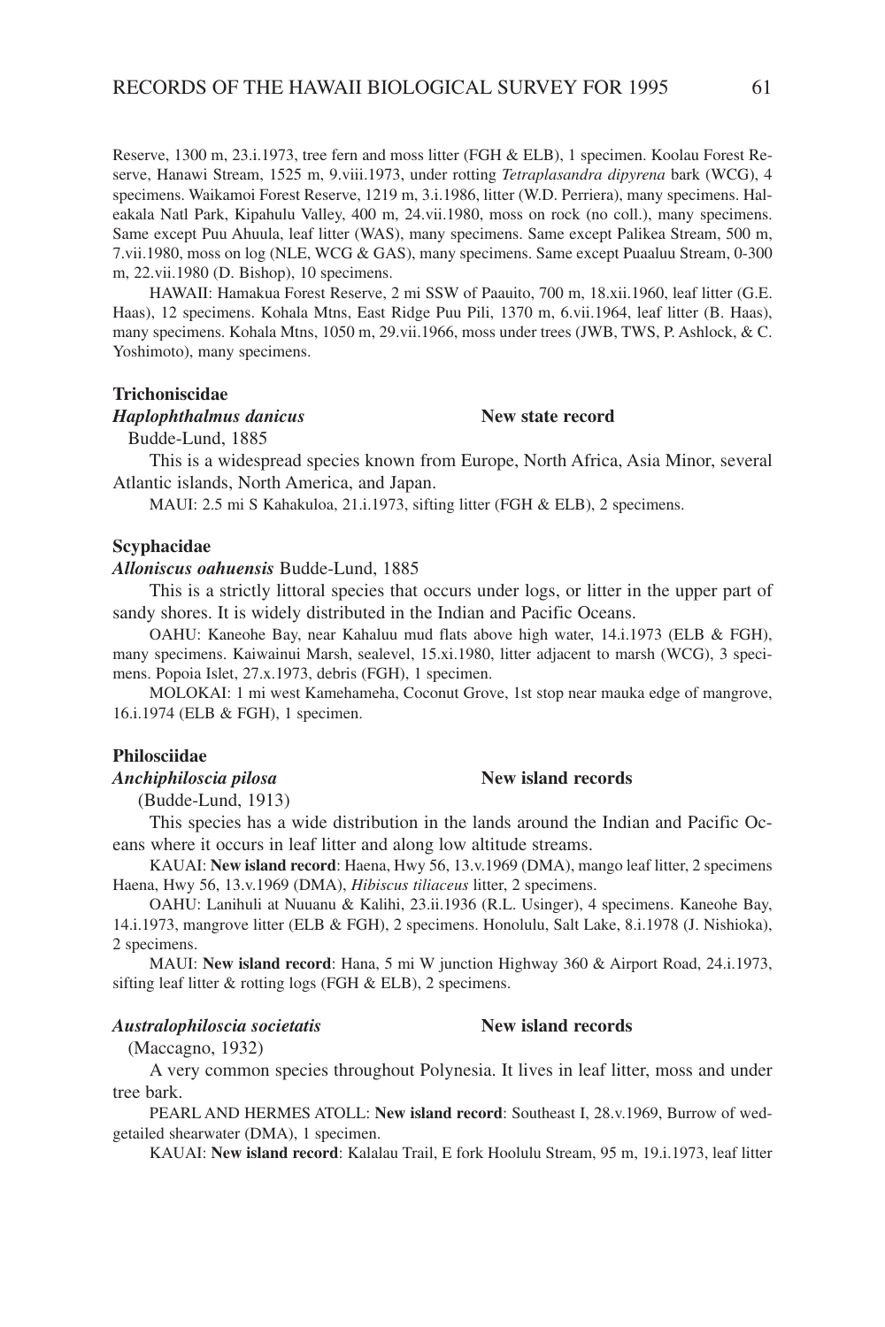Reserve, 1300 m, 23.i.1973, tree fern and moss litter (FGH & ELB), 1 specimen. Koolau Forest Reserve, Hanawi Stream, 1525 m, 9.viii.1973, under rotting *Tetraplasandra dipyrena* bark (WCG), 4 specimens. Waikamoi Forest Reserve, 1219 m, 3.i.1986, litter (W.D. Perriera), many specimens. Haleakala Natl Park, Kipahulu Valley, 400 m, 24.vii.1980, moss on rock (no coll.), many specimens. Same except Puu Ahuula, leaf litter (WAS), many specimens. Same except Palikea Stream, 500 m, 7.vii.1980, moss on log (NLE, WCG & GAS), many specimens. Same except Puaaluu Stream, 0-300 m, 22.vii.1980 (D. Bishop), 10 specimens.

HAWAII: Hamakua Forest Reserve, 2 mi SSW of Paauito, 700 m, 18.xii.1960, leaf litter (G.E. Haas), 12 specimens. Kohala Mtns, East Ridge Puu Pili, 1370 m, 6.vii.1964, leaf litter (B. Haas), many specimens. Kohala Mtns, 1050 m, 29.vii.1966, moss under trees (JWB, TWS, P. Ashlock, & C. Yoshimoto), many specimens.

**Trichoniscidae**

***Haplophthalmus danicus*** Budde-Lund, 1885 — **New state record**

This is a widespread species known from Europe, North Africa, Asia Minor, several Atlantic islands, North America, and Japan.

MAUI: 2.5 mi S Kahakuloa, 21.i.1973, sifting litter (FGH & ELB), 2 specimens.

**Scyphacidae**

***Alloniscus oahuensis*** Budde-Lund, 1885

This is a strictly littoral species that occurs under logs, or litter in the upper part of sandy shores. It is widely distributed in the Indian and Pacific Oceans.

OAHU: Kaneohe Bay, near Kahaluu mud flats above high water, 14.i.1973 (ELB & FGH), many specimens. Kaiwainui Marsh, sealevel, 15.xi.1980, litter adjacent to marsh (WCG), 3 specimens. Popoia Islet, 27.x.1973, debris (FGH), 1 specimen.

MOLOKAI: 1 mi west Kamehameha, Coconut Grove, 1st stop near mauka edge of mangrove, 16.i.1974 (ELB & FGH), 1 specimen.

**Philosciidae**

***Anchiphiloscia pilosa*** (Budde-Lund, 1913) — **New island records**

This species has a wide distribution in the lands around the Indian and Pacific Oceans where it occurs in leaf litter and along low altitude streams.

KAUAI: **New island record**: Haena, Hwy 56, 13.v.1969 (DMA), mango leaf litter, 2 specimens Haena, Hwy 56, 13.v.1969 (DMA), *Hibiscus tiliaceus* litter, 2 specimens.

OAHU: Lanihuli at Nuuanu & Kalihi, 23.ii.1936 (R.L. Usinger), 4 specimens. Kaneohe Bay, 14.i.1973, mangrove litter (ELB & FGH), 2 specimens. Honolulu, Salt Lake, 8.i.1978 (J. Nishioka), 2 specimens.

MAUI: **New island record**: Hana, 5 mi W junction Highway 360 & Airport Road, 24.i.1973, sifting leaf litter & rotting logs (FGH & ELB), 2 specimens.

***Australophiloscia societatis*** (Maccagno, 1932) — **New island records**

A very common species throughout Polynesia. It lives in leaf litter, moss and under tree bark.

PEARL AND HERMES ATOLL: **New island record**: Southeast I, 28.v.1969, Burrow of wedgetailed shearwater (DMA), 1 specimen.

KAUAI: **New island record**: Kalalau Trail, E fork Hoolulu Stream, 95 m, 19.i.1973, leaf litter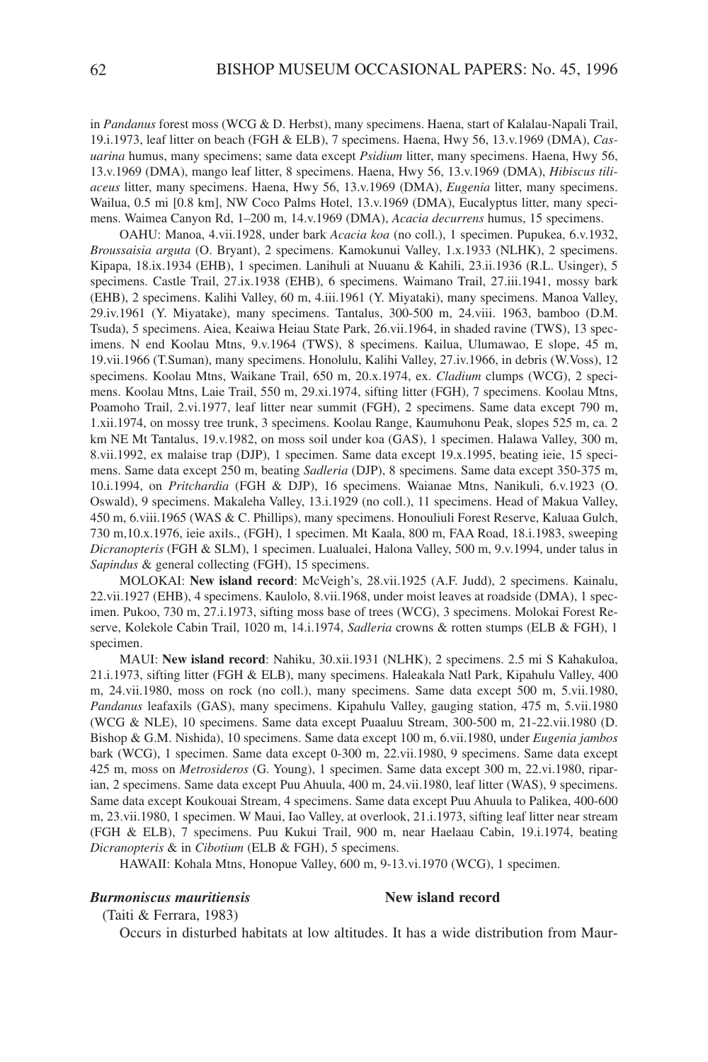in *Pandanus* forest moss (WCG & D. Herbst), many specimens. Haena, start of Kalalau-Napali Trail, 19.i.1973, leaf litter on beach (FGH & ELB), 7 specimens. Haena, Hwy 56, 13.v.1969 (DMA), *Casuarina* humus, many specimens; same data except *Psidium* litter, many specimens. Haena, Hwy 56, 13.v.1969 (DMA), mango leaf litter, 8 specimens. Haena, Hwy 56, 13.v.1969 (DMA), *Hibiscus tiliaceus* litter, many specimens. Haena, Hwy 56, 13.v.1969 (DMA), *Eugenia* litter, many specimens. Wailua, 0.5 mi [0.8 km], NW Coco Palms Hotel, 13.v.1969 (DMA), Eucalyptus litter, many specimens. Waimea Canyon Rd, 1–200 m, 14.v.1969 (DMA), *Acacia decurrens* humus, 15 specimens.

OAHU: Manoa, 4.vii.1928, under bark *Acacia koa* (no coll.), 1 specimen. Pupukea, 6.v.1932, *Broussaisia arguta* (O. Bryant), 2 specimens. Kamokunui Valley, 1.x.1933 (NLHK), 2 specimens. Kipapa, 18.ix.1934 (EHB), 1 specimen. Lanihuli at Nuuanu & Kahili, 23.ii.1936 (R.L. Usinger), 5 specimens. Castle Trail, 27.ix.1938 (EHB), 6 specimens. Waimano Trail, 27.iii.1941, mossy bark (EHB), 2 specimens. Kalihi Valley, 60 m, 4.iii.1961 (Y. Miyataki), many specimens. Manoa Valley, 29.iv.1961 (Y. Miyatake), many specimens. Tantalus, 300-500 m, 24.viii. 1963, bamboo (D.M. Tsuda), 5 specimens. Aiea, Keaiwa Heiau State Park, 26.vii.1964, in shaded ravine (TWS), 13 specimens. N end Koolau Mtns, 9.v.1964 (TWS), 8 specimens. Kailua, Ulumawao, E slope, 45 m, 19.vii.1966 (T.Suman), many specimens. Honolulu, Kalihi Valley, 27.iv.1966, in debris (W.Voss), 12 specimens. Koolau Mtns, Waikane Trail, 650 m, 20.x.1974, ex. *Cladium* clumps (WCG), 2 specimens. Koolau Mtns, Laie Trail, 550 m, 29.xi.1974, sifting litter (FGH), 7 specimens. Koolau Mtns, Poamoho Trail, 2.vi.1977, leaf litter near summit (FGH), 2 specimens. Same data except 790 m, 1.xii.1974, on mossy tree trunk, 3 specimens. Koolau Range, Kaumuhonu Peak, slopes 525 m, ca. 2 km NE Mt Tantalus, 19.v.1982, on moss soil under koa (GAS), 1 specimen. Halawa Valley, 300 m, 8.vii.1992, ex malaise trap (DJP), 1 specimen. Same data except 19.x.1995, beating ieie, 15 specimens. Same data except 250 m, beating *Sadleria* (DJP), 8 specimens. Same data except 350-375 m, 10.i.1994, on *Pritchardia* (FGH & DJP), 16 specimens. Waianae Mtns, Nanikuli, 6.v.1923 (O. Oswald), 9 specimens. Makaleha Valley, 13.i.1929 (no coll.), 11 specimens. Head of Makua Valley, 450 m, 6.viii.1965 (WAS & C. Phillips), many specimens. Honouliuli Forest Reserve, Kaluaa Gulch, 730 m,10.x.1976, ieie axils., (FGH), 1 specimen. Mt Kaala, 800 m, FAA Road, 18.i.1983, sweeping *Dicranopteris* (FGH & SLM), 1 specimen. Lualualei, Halona Valley, 500 m, 9.v.1994, under talus in *Sapindus* & general collecting (FGH), 15 specimens.

MOLOKAI: **New island record**: McVeigh's, 28.vii.1925 (A.F. Judd), 2 specimens. Kainalu, 22.vii.1927 (EHB), 4 specimens. Kaulolo, 8.vii.1968, under moist leaves at roadside (DMA), 1 specimen. Pukoo, 730 m, 27.i.1973, sifting moss base of trees (WCG), 3 specimens. Molokai Forest Reserve, Kolekole Cabin Trail, 1020 m, 14.i.1974, *Sadleria* crowns & rotten stumps (ELB & FGH), 1 specimen.

MAUI: **New island record**: Nahiku, 30.xii.1931 (NLHK), 2 specimens. 2.5 mi S Kahakuloa, 21.i.1973, sifting litter (FGH & ELB), many specimens. Haleakala Natl Park, Kipahulu Valley, 400 m, 24.vii.1980, moss on rock (no coll.), many specimens. Same data except 500 m, 5.vii.1980, *Pandanus* leafaxils (GAS), many specimens. Kipahulu Valley, gauging station, 475 m, 5.vii.1980 (WCG & NLE), 10 specimens. Same data except Puaaluu Stream, 300-500 m, 21-22.vii.1980 (D. Bishop & G.M. Nishida), 10 specimens. Same data except 100 m, 6.vii.1980, under *Eugenia jambos* bark (WCG), 1 specimen. Same data except 0-300 m, 22.vii.1980, 9 specimens. Same data except 425 m, moss on *Metrosideros* (G. Young), 1 specimen. Same data except 300 m, 22.vi.1980, riparian, 2 specimens. Same data except Puu Ahuula, 400 m, 24.vii.1980, leaf litter (WAS), 9 specimens. Same data except Koukouai Stream, 4 specimens. Same data except Puu Ahuula to Palikea, 400-600 m, 23.vii.1980, 1 specimen. W Maui, Iao Valley, at overlook, 21.i.1973, sifting leaf litter near stream (FGH & ELB), 7 specimens. Puu Kukui Trail, 900 m, near Haelaau Cabin, 19.i.1974, beating *Dicranopteris* & in *Cibotium* (ELB & FGH), 5 specimens.

HAWAII: Kohala Mtns, Honopue Valley, 600 m, 9-13.vi.1970 (WCG), 1 specimen.

***Burmoniscus mauritiensis*** **New island record**
(Taiti & Ferrara, 1983)

Occurs in disturbed habitats at low altitudes. It has a wide distribution from Maur-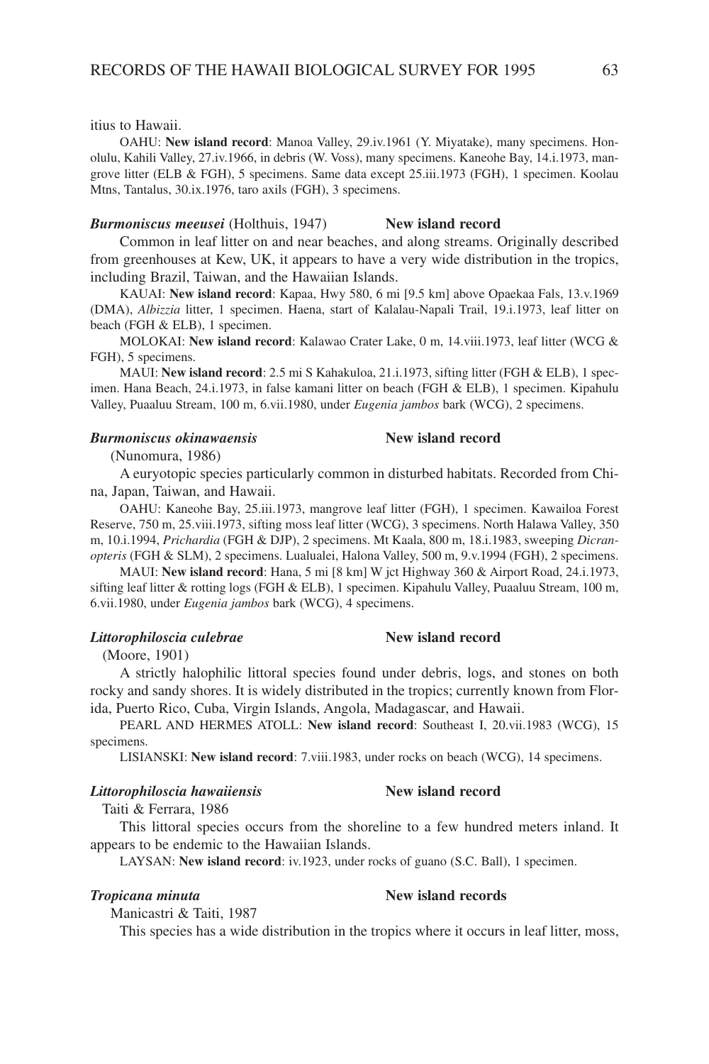itius to Hawaii.

OAHU: **New island record**: Manoa Valley, 29.iv.1961 (Y. Miyatake), many specimens. Honolulu, Kahili Valley, 27.iv.1966, in debris (W. Voss), many specimens. Kaneohe Bay, 14.i.1973, mangrove litter (ELB & FGH), 5 specimens. Same data except 25.iii.1973 (FGH), 1 specimen. Koolau Mtns, Tantalus, 30.ix.1976, taro axils (FGH), 3 specimens.

***Burmoniscus meeusei*** (Holthuis, 1947) **New island record**

Common in leaf litter on and near beaches, and along streams. Originally described from greenhouses at Kew, UK, it appears to have a very wide distribution in the tropics, including Brazil, Taiwan, and the Hawaiian Islands.

KAUAI: **New island record**: Kapaa, Hwy 580, 6 mi [9.5 km] above Opaekaa Fals, 13.v.1969 (DMA), *Albizzia* litter, 1 specimen. Haena, start of Kalalau-Napali Trail, 19.i.1973, leaf litter on beach (FGH & ELB), 1 specimen.

MOLOKAI: **New island record**: Kalawao Crater Lake, 0 m, 14.viii.1973, leaf litter (WCG & FGH), 5 specimens.

MAUI: **New island record**: 2.5 mi S Kahakuloa, 21.i.1973, sifting litter (FGH & ELB), 1 specimen. Hana Beach, 24.i.1973, in false kamani litter on beach (FGH & ELB), 1 specimen. Kipahulu Valley, Puaaluu Stream, 100 m, 6.vii.1980, under *Eugenia jambos* bark (WCG), 2 specimens.

***Burmoniscus okinawaensis*** **New island record**
(Nunomura, 1986)

A euryotopic species particularly common in disturbed habitats. Recorded from China, Japan, Taiwan, and Hawaii.

OAHU: Kaneohe Bay, 25.iii.1973, mangrove leaf litter (FGH), 1 specimen. Kawailoa Forest Reserve, 750 m, 25.viii.1973, sifting moss leaf litter (WCG), 3 specimens. North Halawa Valley, 350 m, 10.i.1994, *Prichardia* (FGH & DJP), 2 specimens. Mt Kaala, 800 m, 18.i.1983, sweeping *Dicranopteris* (FGH & SLM), 2 specimens. Lualualei, Halona Valley, 500 m, 9.v.1994 (FGH), 2 specimens.

MAUI: **New island record**: Hana, 5 mi [8 km] W jct Highway 360 & Airport Road, 24.i.1973, sifting leaf litter & rotting logs (FGH & ELB), 1 specimen. Kipahulu Valley, Puaaluu Stream, 100 m, 6.vii.1980, under *Eugenia jambos* bark (WCG), 4 specimens.

***Littorophiloscia culebrae*** **New island record**
(Moore, 1901)

A strictly halophilic littoral species found under debris, logs, and stones on both rocky and sandy shores. It is widely distributed in the tropics; currently known from Florida, Puerto Rico, Cuba, Virgin Islands, Angola, Madagascar, and Hawaii.

PEARL AND HERMES ATOLL: **New island record**: Southeast I, 20.vii.1983 (WCG), 15 specimens.

LISIANSKI: **New island record**: 7.viii.1983, under rocks on beach (WCG), 14 specimens.

***Littorophiloscia hawaiiensis*** **New island record**
Taiti & Ferrara, 1986

This littoral species occurs from the shoreline to a few hundred meters inland. It appears to be endemic to the Hawaiian Islands.

LAYSAN: **New island record**: iv.1923, under rocks of guano (S.C. Ball), 1 specimen.

***Tropicana minuta*** **New island records**
Manicastri & Taiti, 1987

This species has a wide distribution in the tropics where it occurs in leaf litter, moss,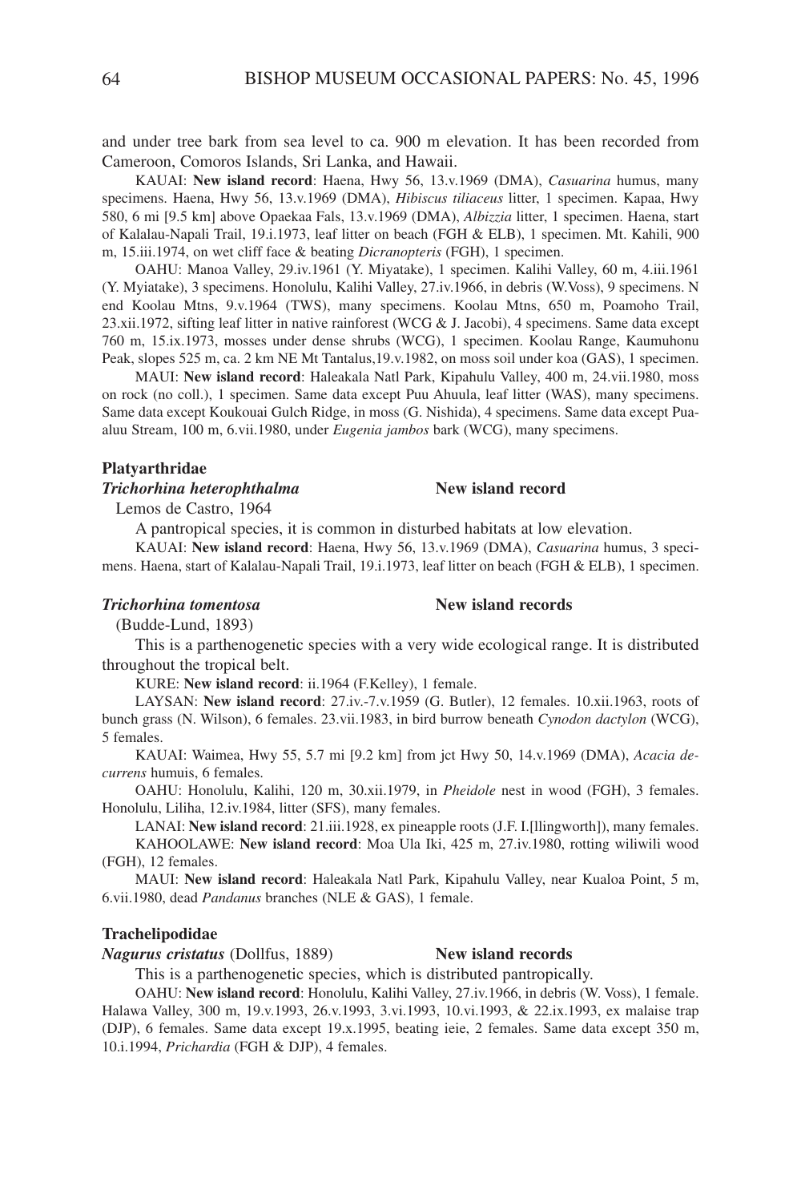and under tree bark from sea level to ca. 900 m elevation. It has been recorded from Cameroon, Comoros Islands, Sri Lanka, and Hawaii.

KAUAI: **New island record**: Haena, Hwy 56, 13.v.1969 (DMA), *Casuarina* humus, many specimens. Haena, Hwy 56, 13.v.1969 (DMA), *Hibiscus tiliaceus* litter, 1 specimen. Kapaa, Hwy 580, 6 mi [9.5 km] above Opaekaa Fals, 13.v.1969 (DMA), *Albizzia* litter, 1 specimen. Haena, start of Kalalau-Napali Trail, 19.i.1973, leaf litter on beach (FGH & ELB), 1 specimen. Mt. Kahili, 900 m, 15.iii.1974, on wet cliff face & beating *Dicranopteris* (FGH), 1 specimen.

OAHU: Manoa Valley, 29.iv.1961 (Y. Miyatake), 1 specimen. Kalihi Valley, 60 m, 4.iii.1961 (Y. Myiatake), 3 specimens. Honolulu, Kalihi Valley, 27.iv.1966, in debris (W.Voss), 9 specimens. N end Koolau Mtns, 9.v.1964 (TWS), many specimens. Koolau Mtns, 650 m, Poamoho Trail, 23.xii.1972, sifting leaf litter in native rainforest (WCG & J. Jacobi), 4 specimens. Same data except 760 m, 15.ix.1973, mosses under dense shrubs (WCG), 1 specimen. Koolau Range, Kaumuhonu Peak, slopes 525 m, ca. 2 km NE Mt Tantalus,19.v.1982, on moss soil under koa (GAS), 1 specimen.

MAUI: **New island record**: Haleakala Natl Park, Kipahulu Valley, 400 m, 24.vii.1980, moss on rock (no coll.), 1 specimen. Same data except Puu Ahuula, leaf litter (WAS), many specimens. Same data except Koukouai Gulch Ridge, in moss (G. Nishida), 4 specimens. Same data except Puaaluu Stream, 100 m, 6.vii.1980, under *Eugenia jambos* bark (WCG), many specimens.

### Platyarthridae

***Trichorhina heterophthalma*** **New island record**
Lemos de Castro, 1964

A pantropical species, it is common in disturbed habitats at low elevation.

KAUAI: **New island record**: Haena, Hwy 56, 13.v.1969 (DMA), *Casuarina* humus, 3 specimens. Haena, start of Kalalau-Napali Trail, 19.i.1973, leaf litter on beach (FGH & ELB), 1 specimen.

***Trichorhina tomentosa*** **New island records**
(Budde-Lund, 1893)

This is a parthenogenetic species with a very wide ecological range. It is distributed throughout the tropical belt.

KURE: **New island record**: ii.1964 (F.Kelley), 1 female.

LAYSAN: **New island record**: 27.iv.-7.v.1959 (G. Butler), 12 females. 10.xii.1963, roots of bunch grass (N. Wilson), 6 females. 23.vii.1983, in bird burrow beneath *Cynodon dactylon* (WCG), 5 females.

KAUAI: Waimea, Hwy 55, 5.7 mi [9.2 km] from jct Hwy 50, 14.v.1969 (DMA), *Acacia decurrens* humuis, 6 females.

OAHU: Honolulu, Kalihi, 120 m, 30.xii.1979, in *Pheidole* nest in wood (FGH), 3 females. Honolulu, Liliha, 12.iv.1984, litter (SFS), many females.

LANAI: **New island record**: 21.iii.1928, ex pineapple roots (J.F. I.[llingworth]), many females.

KAHOOLAWE: **New island record**: Moa Ula Iki, 425 m, 27.iv.1980, rotting wiliwili wood (FGH), 12 females.

MAUI: **New island record**: Haleakala Natl Park, Kipahulu Valley, near Kualoa Point, 5 m, 6.vii.1980, dead *Pandanus* branches (NLE & GAS), 1 female.

### Trachelipodidae

***Nagurus cristatus*** (Dollfus, 1889) **New island records**

This is a parthenogenetic species, which is distributed pantropically.

OAHU: **New island record**: Honolulu, Kalihi Valley, 27.iv.1966, in debris (W. Voss), 1 female. Halawa Valley, 300 m, 19.v.1993, 26.v.1993, 3.vi.1993, 10.vi.1993, & 22.ix.1993, ex malaise trap (DJP), 6 females. Same data except 19.x.1995, beating ieie, 2 females. Same data except 350 m, 10.i.1994, *Prichardia* (FGH & DJP), 4 females.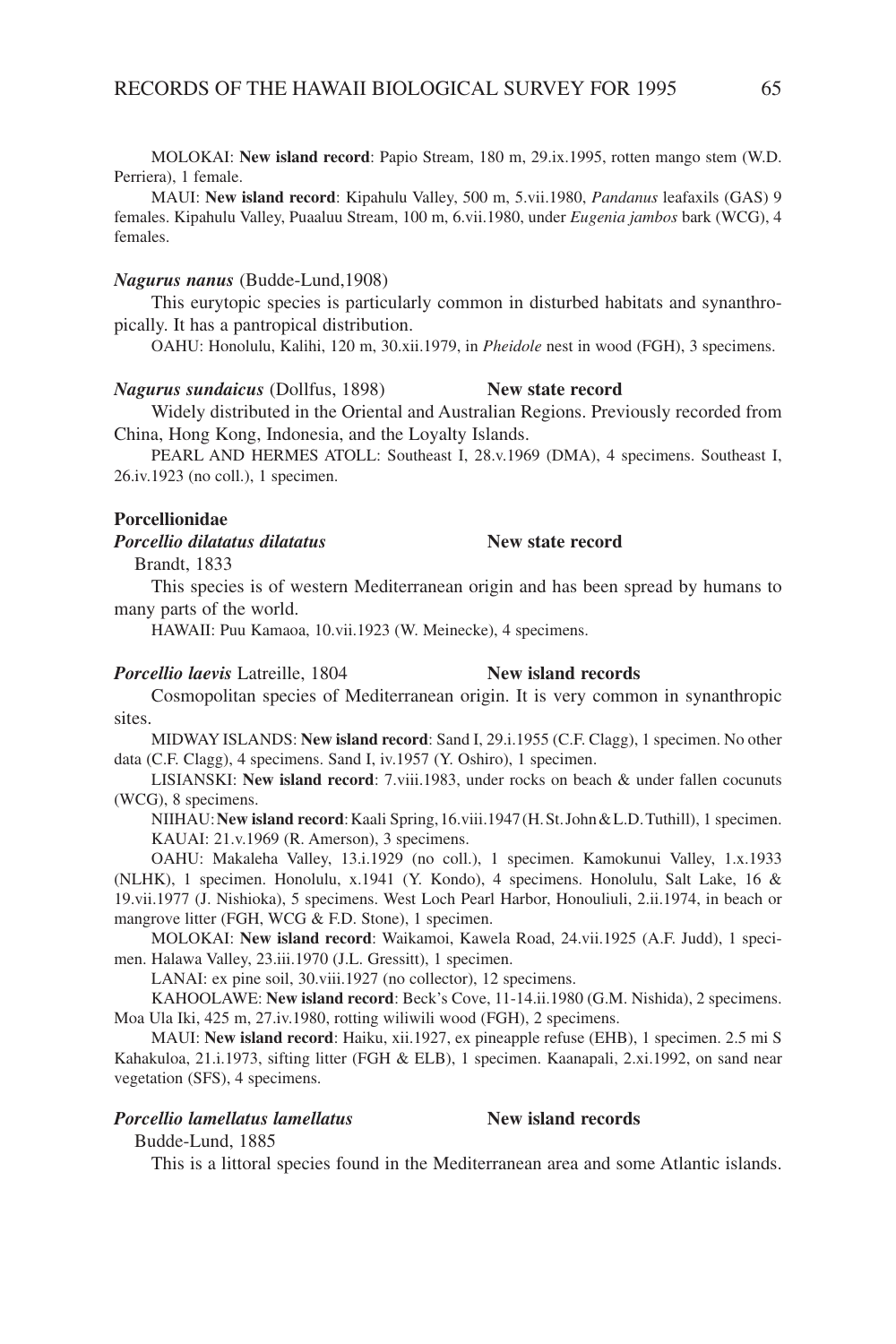MOLOKAI: **New island record**: Papio Stream, 180 m, 29.ix.1995, rotten mango stem (W.D. Perriera), 1 female.

MAUI: **New island record**: Kipahulu Valley, 500 m, 5.vii.1980, *Pandanus* leafaxils (GAS) 9 females. Kipahulu Valley, Puaaluu Stream, 100 m, 6.vii.1980, under *Eugenia jambos* bark (WCG), 4 females.

***Nagurus nanus*** (Budde-Lund,1908)

This eurytopic species is particularly common in disturbed habitats and synanthropically. It has a pantropical distribution.

OAHU: Honolulu, Kalihi, 120 m, 30.xii.1979, in *Pheidole* nest in wood (FGH), 3 specimens.

***Nagurus sundaicus*** (Dollfus, 1898) **New state record**

Widely distributed in the Oriental and Australian Regions. Previously recorded from China, Hong Kong, Indonesia, and the Loyalty Islands.

PEARL AND HERMES ATOLL: Southeast I, 28.v.1969 (DMA), 4 specimens. Southeast I, 26.iv.1923 (no coll.), 1 specimen.

**Porcellionidae**

***Porcellio dilatatus dilatatus*** Brandt, 1833 **New state record**

This species is of western Mediterranean origin and has been spread by humans to many parts of the world.

HAWAII: Puu Kamaoa, 10.vii.1923 (W. Meinecke), 4 specimens.

***Porcellio laevis*** Latreille, 1804 **New island records**

Cosmopolitan species of Mediterranean origin. It is very common in synanthropic sites.

MIDWAY ISLANDS: **New island record**: Sand I, 29.i.1955 (C.F. Clagg), 1 specimen. No other data (C.F. Clagg), 4 specimens. Sand I, iv.1957 (Y. Oshiro), 1 specimen.

LISIANSKI: **New island record**: 7.viii.1983, under rocks on beach & under fallen cocunuts (WCG), 8 specimens.

NIIHAU: **New island record**: Kaali Spring, 16.viii.1947 (H. St. John & L.D. Tuthill), 1 specimen. KAUAI: 21.v.1969 (R. Amerson), 3 specimens.

OAHU: Makaleha Valley, 13.i.1929 (no coll.), 1 specimen. Kamokunui Valley, 1.x.1933 (NLHK), 1 specimen. Honolulu, x.1941 (Y. Kondo), 4 specimens. Honolulu, Salt Lake, 16 & 19.vii.1977 (J. Nishioka), 5 specimens. West Loch Pearl Harbor, Honouliuli, 2.ii.1974, in beach or mangrove litter (FGH, WCG & F.D. Stone), 1 specimen.

MOLOKAI: **New island record**: Waikamoi, Kawela Road, 24.vii.1925 (A.F. Judd), 1 specimen. Halawa Valley, 23.iii.1970 (J.L. Gressitt), 1 specimen.

LANAI: ex pine soil, 30.viii.1927 (no collector), 12 specimens.

KAHOOLAWE: **New island record**: Beck's Cove, 11-14.ii.1980 (G.M. Nishida), 2 specimens. Moa Ula Iki, 425 m, 27.iv.1980, rotting wiliwili wood (FGH), 2 specimens.

MAUI: **New island record**: Haiku, xii.1927, ex pineapple refuse (EHB), 1 specimen. 2.5 mi S Kahakuloa, 21.i.1973, sifting litter (FGH & ELB), 1 specimen. Kaanapali, 2.xi.1992, on sand near vegetation (SFS), 4 specimens.

***Porcellio lamellatus lamellatus*** Budde-Lund, 1885 **New island records**

This is a littoral species found in the Mediterranean area and some Atlantic islands.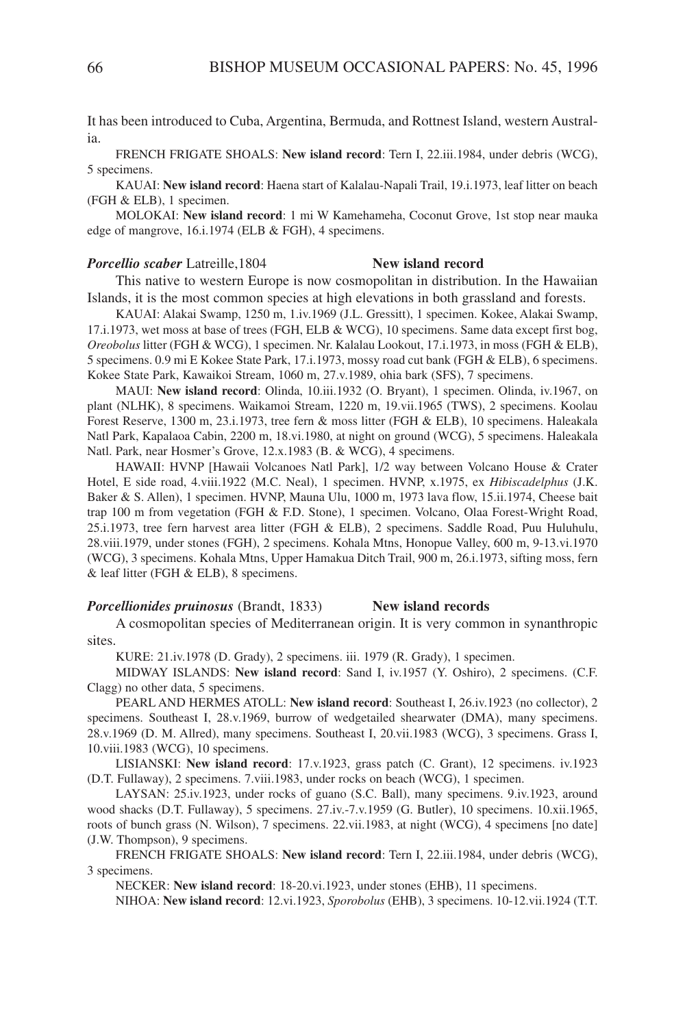It has been introduced to Cuba, Argentina, Bermuda, and Rottnest Island, western Australia.

FRENCH FRIGATE SHOALS: **New island record**: Tern I, 22.iii.1984, under debris (WCG), 5 specimens.

KAUAI: **New island record**: Haena start of Kalalau-Napali Trail, 19.i.1973, leaf litter on beach (FGH & ELB), 1 specimen.

MOLOKAI: **New island record**: 1 mi W Kamehameha, Coconut Grove, 1st stop near mauka edge of mangrove, 16.i.1974 (ELB & FGH), 4 specimens.

***Porcellio scaber*** Latreille,1804 **New island record**

This native to western Europe is now cosmopolitan in distribution. In the Hawaiian Islands, it is the most common species at high elevations in both grassland and forests.

KAUAI: Alakai Swamp, 1250 m, 1.iv.1969 (J.L. Gressitt), 1 specimen. Kokee, Alakai Swamp, 17.i.1973, wet moss at base of trees (FGH, ELB & WCG), 10 specimens. Same data except first bog, *Oreobolus* litter (FGH & WCG), 1 specimen. Nr. Kalalau Lookout, 17.i.1973, in moss (FGH & ELB), 5 specimens. 0.9 mi E Kokee State Park, 17.i.1973, mossy road cut bank (FGH & ELB), 6 specimens. Kokee State Park, Kawaikoi Stream, 1060 m, 27.v.1989, ohia bark (SFS), 7 specimens.

MAUI: **New island record**: Olinda, 10.iii.1932 (O. Bryant), 1 specimen. Olinda, iv.1967, on plant (NLHK), 8 specimens. Waikamoi Stream, 1220 m, 19.vii.1965 (TWS), 2 specimens. Koolau Forest Reserve, 1300 m, 23.i.1973, tree fern & moss litter (FGH & ELB), 10 specimens. Haleakala Natl Park, Kapalaoa Cabin, 2200 m, 18.vi.1980, at night on ground (WCG), 5 specimens. Haleakala Natl. Park, near Hosmer's Grove, 12.x.1983 (B. & WCG), 4 specimens.

HAWAII: HVNP [Hawaii Volcanoes Natl Park], 1/2 way between Volcano House & Crater Hotel, E side road, 4.viii.1922 (M.C. Neal), 1 specimen. HVNP, x.1975, ex *Hibiscadelphus* (J.K. Baker & S. Allen), 1 specimen. HVNP, Mauna Ulu, 1000 m, 1973 lava flow, 15.ii.1974, Cheese bait trap 100 m from vegetation (FGH & F.D. Stone), 1 specimen. Volcano, Olaa Forest-Wright Road, 25.i.1973, tree fern harvest area litter (FGH & ELB), 2 specimens. Saddle Road, Puu Huluhulu, 28.viii.1979, under stones (FGH), 2 specimens. Kohala Mtns, Honopue Valley, 600 m, 9-13.vi.1970 (WCG), 3 specimens. Kohala Mtns, Upper Hamakua Ditch Trail, 900 m, 26.i.1973, sifting moss, fern & leaf litter (FGH & ELB), 8 specimens.

***Porcellionides pruinosus*** (Brandt, 1833) **New island records**

A cosmopolitan species of Mediterranean origin. It is very common in synanthropic sites.

KURE: 21.iv.1978 (D. Grady), 2 specimens. iii. 1979 (R. Grady), 1 specimen.

MIDWAY ISLANDS: **New island record**: Sand I, iv.1957 (Y. Oshiro), 2 specimens. (C.F. Clagg) no other data, 5 specimens.

PEARL AND HERMES ATOLL: **New island record**: Southeast I, 26.iv.1923 (no collector), 2 specimens. Southeast I, 28.v.1969, burrow of wedgetailed shearwater (DMA), many specimens. 28.v.1969 (D. M. Allred), many specimens. Southeast I, 20.vii.1983 (WCG), 3 specimens. Grass I, 10.viii.1983 (WCG), 10 specimens.

LISIANSKI: **New island record**: 17.v.1923, grass patch (C. Grant), 12 specimens. iv.1923 (D.T. Fullaway), 2 specimens. 7.viii.1983, under rocks on beach (WCG), 1 specimen.

LAYSAN: 25.iv.1923, under rocks of guano (S.C. Ball), many specimens. 9.iv.1923, around wood shacks (D.T. Fullaway), 5 specimens. 27.iv.-7.v.1959 (G. Butler), 10 specimens. 10.xii.1965, roots of bunch grass (N. Wilson), 7 specimens. 22.vii.1983, at night (WCG), 4 specimens [no date] (J.W. Thompson), 9 specimens.

FRENCH FRIGATE SHOALS: **New island record**: Tern I, 22.iii.1984, under debris (WCG), 3 specimens.

NECKER: **New island record**: 18-20.vi.1923, under stones (EHB), 11 specimens.

NIHOA: **New island record**: 12.vi.1923, *Sporobolus* (EHB), 3 specimens. 10-12.vii.1924 (T.T.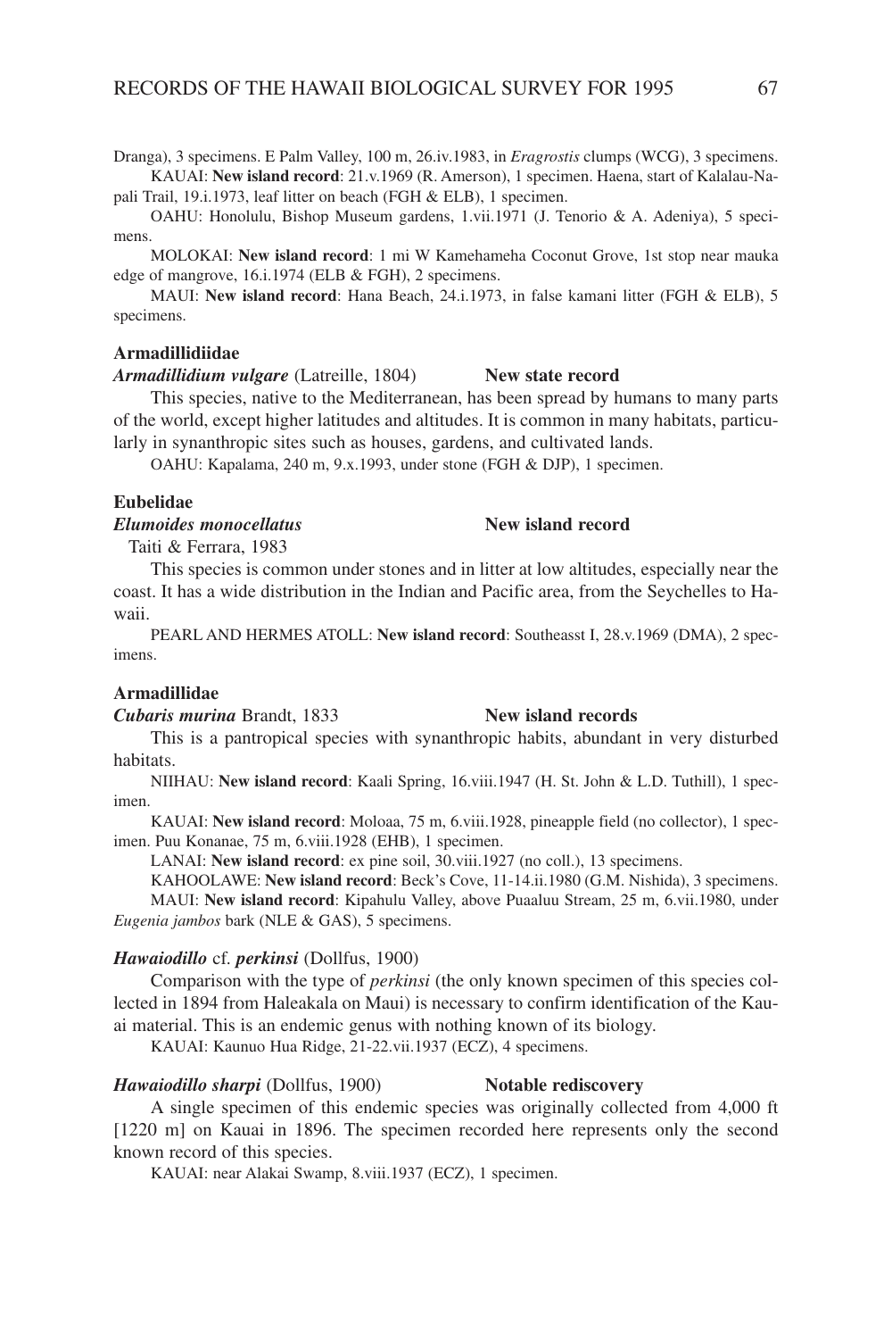Dranga), 3 specimens. E Palm Valley, 100 m, 26.iv.1983, in *Eragrostis* clumps (WCG), 3 specimens.

KAUAI: **New island record**: 21.v.1969 (R. Amerson), 1 specimen. Haena, start of Kalalau-Napali Trail, 19.i.1973, leaf litter on beach (FGH & ELB), 1 specimen.

OAHU: Honolulu, Bishop Museum gardens, 1.vii.1971 (J. Tenorio & A. Adeniya), 5 specimens.

MOLOKAI: **New island record**: 1 mi W Kamehameha Coconut Grove, 1st stop near mauka edge of mangrove, 16.i.1974 (ELB & FGH), 2 specimens.

MAUI: **New island record**: Hana Beach, 24.i.1973, in false kamani litter (FGH & ELB), 5 specimens.

**Armadillidiidae**

***Armadillidium vulgare*** (Latreille, 1804) **New state record**

This species, native to the Mediterranean, has been spread by humans to many parts of the world, except higher latitudes and altitudes. It is common in many habitats, particularly in synanthropic sites such as houses, gardens, and cultivated lands.

OAHU: Kapalama, 240 m, 9.x.1993, under stone (FGH & DJP), 1 specimen.

**Eubelidae**

***Elumoides monocellatus*** Taiti & Ferrara, 1983 **New island record**

This species is common under stones and in litter at low altitudes, especially near the coast. It has a wide distribution in the Indian and Pacific area, from the Seychelles to Hawaii.

PEARL AND HERMES ATOLL: **New island record**: Southeasst I, 28.v.1969 (DMA), 2 specimens.

**Armadillidae**

***Cubaris murina*** Brandt, 1833 **New island records**

This is a pantropical species with synanthropic habits, abundant in very disturbed habitats.

NIIHAU: **New island record**: Kaali Spring, 16.viii.1947 (H. St. John & L.D. Tuthill), 1 specimen.

KAUAI: **New island record**: Moloaa, 75 m, 6.viii.1928, pineapple field (no collector), 1 specimen. Puu Konanae, 75 m, 6.viii.1928 (EHB), 1 specimen.

LANAI: **New island record**: ex pine soil, 30.viii.1927 (no coll.), 13 specimens.

KAHOOLAWE: **New island record**: Beck's Cove, 11-14.ii.1980 (G.M. Nishida), 3 specimens.

MAUI: **New island record**: Kipahulu Valley, above Puaaluu Stream, 25 m, 6.vii.1980, under *Eugenia jambos* bark (NLE & GAS), 5 specimens.

***Hawaiodillo*** cf. ***perkinsi*** (Dollfus, 1900)

Comparison with the type of *perkinsi* (the only known specimen of this species collected in 1894 from Haleakala on Maui) is necessary to confirm identification of the Kauai material. This is an endemic genus with nothing known of its biology.

KAUAI: Kaunuo Hua Ridge, 21-22.vii.1937 (ECZ), 4 specimens.

***Hawaiodillo sharpi*** (Dollfus, 1900) **Notable rediscovery**

A single specimen of this endemic species was originally collected from 4,000 ft [1220 m] on Kauai in 1896. The specimen recorded here represents only the second known record of this species.

KAUAI: near Alakai Swamp, 8.viii.1937 (ECZ), 1 specimen.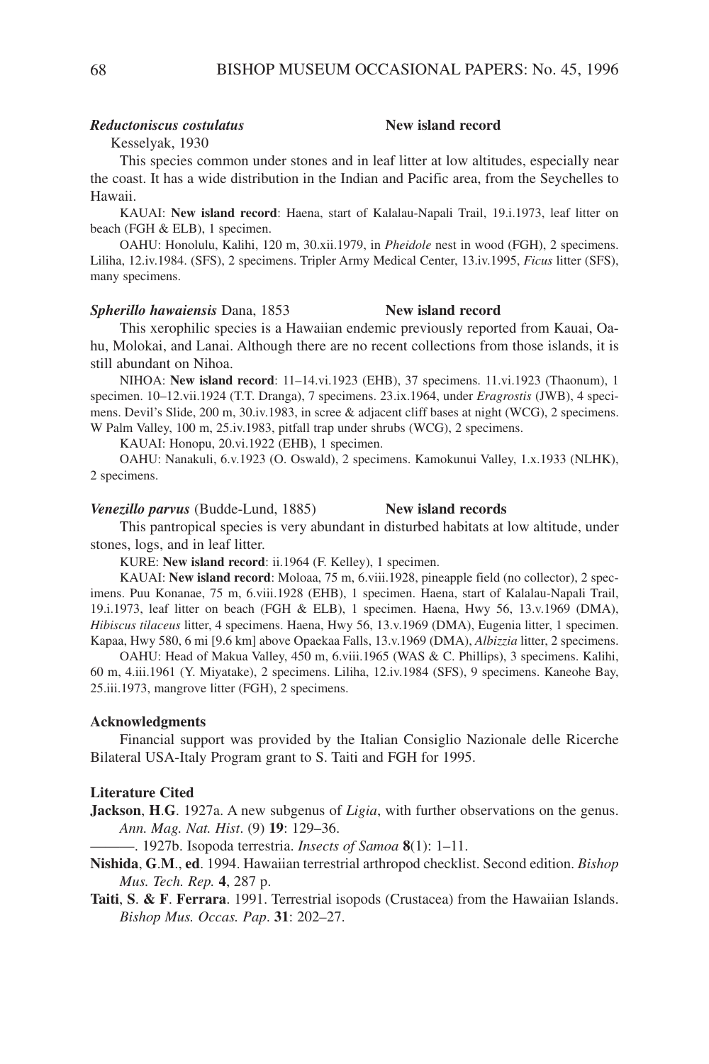***Reductoniscus costulatus*** Kesselyak, 1930 **New island record**

This species common under stones and in leaf litter at low altitudes, especially near the coast. It has a wide distribution in the Indian and Pacific area, from the Seychelles to Hawaii.

KAUAI: **New island record**: Haena, start of Kalalau-Napali Trail, 19.i.1973, leaf litter on beach (FGH & ELB), 1 specimen.

OAHU: Honolulu, Kalihi, 120 m, 30.xii.1979, in *Pheidole* nest in wood (FGH), 2 specimens. Liliha, 12.iv.1984. (SFS), 2 specimens. Tripler Army Medical Center, 13.iv.1995, *Ficus* litter (SFS), many specimens.

***Spherillo hawaiensis*** Dana, 1853 **New island record**

This xerophilic species is a Hawaiian endemic previously reported from Kauai, Oahu, Molokai, and Lanai. Although there are no recent collections from those islands, it is still abundant on Nihoa.

NIHOA: **New island record**: 11–14.vi.1923 (EHB), 37 specimens. 11.vi.1923 (Thaonum), 1 specimen. 10–12.vii.1924 (T.T. Dranga), 7 specimens. 23.ix.1964, under *Eragrostis* (JWB), 4 specimens. Devil's Slide, 200 m, 30.iv.1983, in scree & adjacent cliff bases at night (WCG), 2 specimens. W Palm Valley, 100 m, 25.iv.1983, pitfall trap under shrubs (WCG), 2 specimens.

KAUAI: Honopu, 20.vi.1922 (EHB), 1 specimen.

OAHU: Nanakuli, 6.v.1923 (O. Oswald), 2 specimens. Kamokunui Valley, 1.x.1933 (NLHK), 2 specimens.

***Venezillo parvus*** (Budde-Lund, 1885) **New island records**

This pantropical species is very abundant in disturbed habitats at low altitude, under stones, logs, and in leaf litter.

KURE: **New island record**: ii.1964 (F. Kelley), 1 specimen.

KAUAI: **New island record**: Moloaa, 75 m, 6.viii.1928, pineapple field (no collector), 2 specimens. Puu Konanae, 75 m, 6.viii.1928 (EHB), 1 specimen. Haena, start of Kalalau-Napali Trail, 19.i.1973, leaf litter on beach (FGH & ELB), 1 specimen. Haena, Hwy 56, 13.v.1969 (DMA), *Hibiscus tilaceus* litter, 4 specimens. Haena, Hwy 56, 13.v.1969 (DMA), Eugenia litter, 1 specimen. Kapaa, Hwy 580, 6 mi [9.6 km] above Opaekaa Falls, 13.v.1969 (DMA), *Albizzia* litter, 2 specimens.

OAHU: Head of Makua Valley, 450 m, 6.viii.1965 (WAS & C. Phillips), 3 specimens. Kalihi, 60 m, 4.iii.1961 (Y. Miyatake), 2 specimens. Liliha, 12.iv.1984 (SFS), 9 specimens. Kaneohe Bay, 25.iii.1973, mangrove litter (FGH), 2 specimens.

## Acknowledgments

Financial support was provided by the Italian Consiglio Nazionale delle Ricerche Bilateral USA-Italy Program grant to S. Taiti and FGH for 1995.

## Literature Cited

**Jackson**, **H**.**G**. 1927a. A new subgenus of *Ligia*, with further observations on the genus. *Ann. Mag. Nat. Hist*. (9) **19**: 129–36.

———. 1927b. Isopoda terrestria. *Insects of Samoa* **8**(1): 1–11.

**Nishida**, **G**.**M**., **ed**. 1994. Hawaiian terrestrial arthropod checklist. Second edition. *Bishop Mus. Tech. Rep.* **4**, 287 p.

**Taiti**, **S**. **& F**. **Ferrara**. 1991. Terrestrial isopods (Crustacea) from the Hawaiian Islands. *Bishop Mus. Occas. Pap*. **31**: 202–27.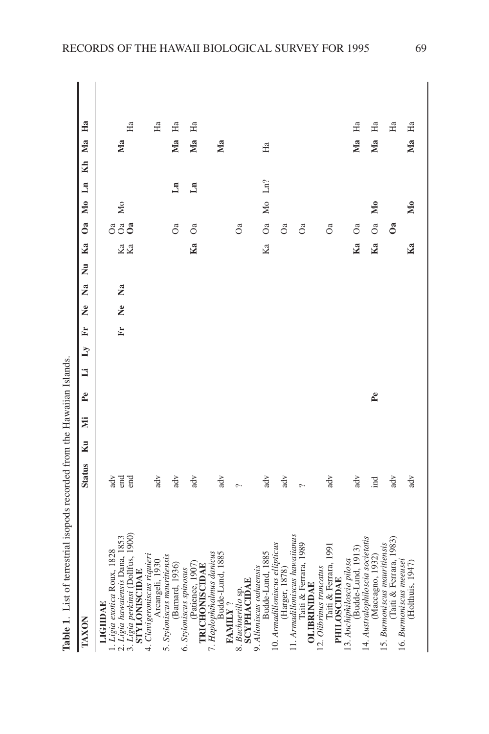**Table 1**. List of terrestrial isopods recorded from the Hawaiian Islands.

| TAXON | Status | Ku | Mi | Pe | Li | Ly | Fr | Ne | Na | Nu | Ka | Oa | Mo | Ln | Kh | Ma | Ha |
|---|---|---|---|---|---|---|---|---|---|---|---|---|---|---|---|---|---|
| **LIGIIDAE** | | | | | | | | | | | | | | | | | |
| 1. *Ligia exotica* Roux, 1828 | adv | | | | | | | | | | | Oa | | | | | |
| 2. *Ligia hawaiensis* Dana, 1853 | end | | | | | | **Fr** | **Ne** | **Na** | | Ka | Oa | Mo | | | **Ma** | |
| 3. *Ligia perkinsi* (Dollfus, 1900) | end | | | | | | | | | | Ka | **Oa** | | | | | Ha |
| **STYLONISCIDAE** | | | | | | | | | | | | | | | | | |
| 4. *Clavigeroniscus riquieri* Arcangeli, 1930 | adv | | | | | | | | | | | | | | | | Ha |
| 5. *Styloniscus mauritiensis* (Barnard, 1936) | adv | | | | | | | | | | | Oa | | **Ln** | | **Ma** | Ha |
| 6. *Styloniscus spinosus* (Patience, 1907) | adv | | | | | | | | | | **Ka** | Oa | | **Ln** | | **Ma** | Ha |
| **TRICHONISCIDAE** | | | | | | | | | | | | | | | | | |
| 7. *Haplophthalmus danicus* Budde-Lund, 1885 | adv | | | | | | | | | | | | | | | **Ma** | |
| **FAMILY ?** | | | | | | | | | | | | | | | | | |
| 8. *Buchnerillo* sp. | ? | | | | | | | | | | | Oa | | | | | |
| **SCYPHACIDAE** | | | | | | | | | | | | | | | | | |
| 9. *Alloniscus oahuensis* Budde-Lund, 1885 | adv | | | | | | | | | | Ka | Oa | Mo | Ln? | | Ha | |
| 10. *Armadilloniscus ellipticus* (Harger, 1878) | adv | | | | | | | | | | | Oa | | | | | |
| 11. *Armadilloniscus hawaiianus* Taiti & Ferrara, 1989 | ? | | | | | | | | | | | Oa | | | | | |
| **OLIBRINIDAE** | | | | | | | | | | | | | | | | | |
| 12. *Olibrinus truncatus* Taiti & Ferrara, 1991 | adv | | | | | | | | | | | Oa | | | | | |
| **PHILOSCIIDAE** | | | | | | | | | | | | | | | | | |
| 13. *Anchiphiloscia pilosa* (Budde-Lund, 1913) | adv | | | | | | | | | | **Ka** | Oa | | | | **Ma** | Ha |
| 14. *Australophiloscia societatis* (Maccagno, 1932) | ind | | | **Pe** | | | | | | | **Ka** | Oa | **Mo** | | | **Ma** | Ha |
| 15. *Burmoniscus mauritiensis* (Taiti & Ferrara, 1983) | adv | | | | | | | | | | | **Oa** | | | | | Ha |
| 16. *Burmoniscus meeusei* (Holthuis, 1947) | adv | | | | | | | | | | **Ka** | | **Mo** | | | **Ma** | Ha |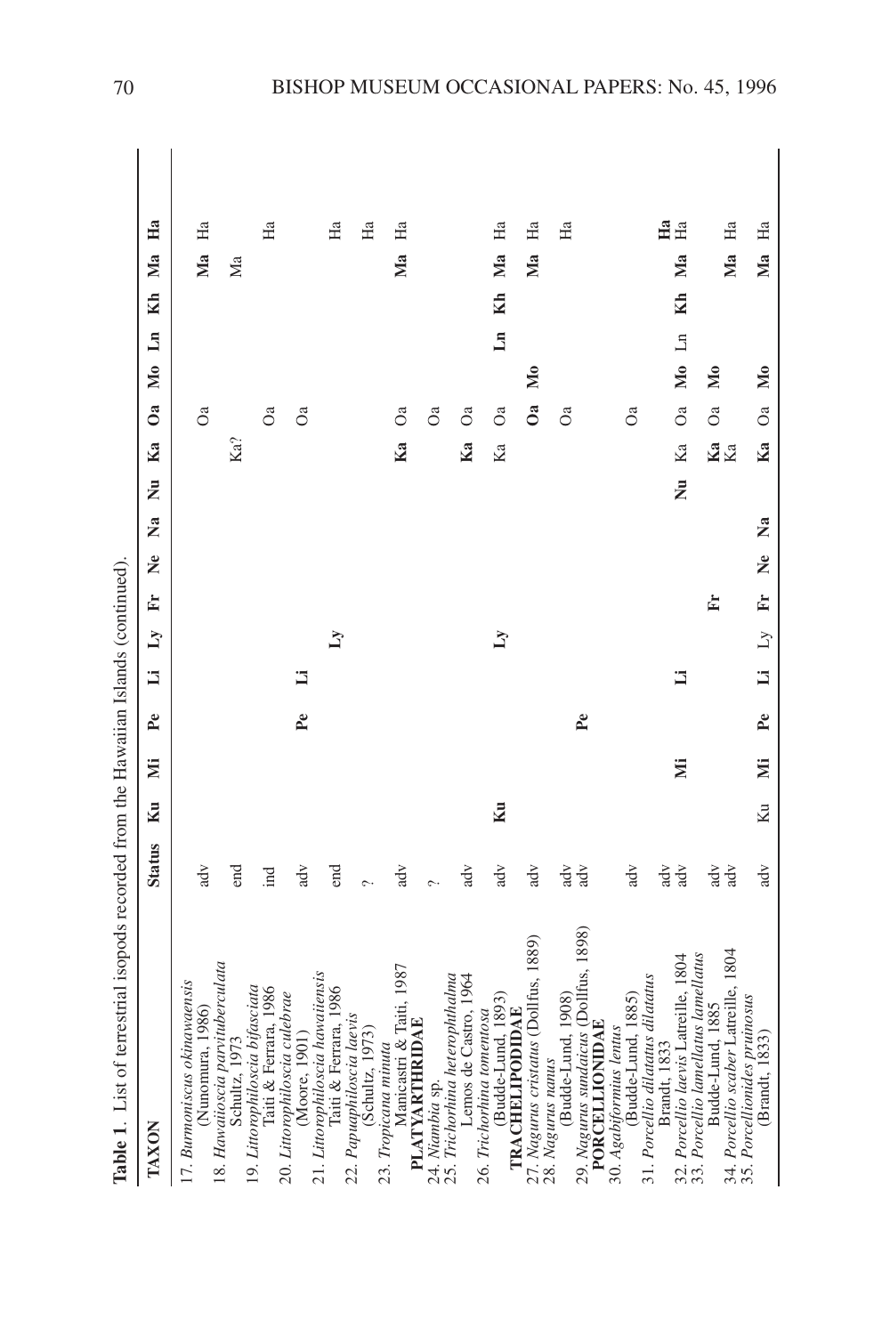**Table 1.** List of terrestrial isopods recorded from the Hawaiian Islands (continued).

| TAXON | Status | Ku | Mi | Pe | Li | Ly | Fr | Ne | Na | Nu | Ka | Oa | Mo | Ln | Kh | Ma | Ha |
|---|---|---|---|---|---|---|---|---|---|---|---|---|---|---|---|---|---|
| 17. *Burmoniscus okinawaensis* (Nunomura, 1986) | adv | | | | | | | | | | | Oa | | | | **Ma** | Ha |
| 18. *Hawaiioscia parvituberculata* Schultz, 1973 | end | | | | | | | | | | Ka? | | | | | Ma | |
| 19. *Littorophiloscia bifasciata* Taiti & Ferrara, 1986 | ind | | | | | | | | | | | Oa | | | | | Ha |
| 20. *Littorophiloscia culebrae* (Moore, 1901) | adv | | | **Pe** | **Li** | | | | | | | Oa | | | | | |
| 21. *Littorophiloscia hawaiiensis* Taiti & Ferrara, 1986 | end | | | | | **Ly** | | | | | | | | | | | Ha |
| 22. *Papuaphiloscia laevis* (Schultz, 1973) | ? | | | | | | | | | | | | | | | | Ha |
| 23. *Tropicana minuta* Manicastri & Taiti, 1987 | adv | | | | | | | | | | **Ka** | Oa | | | | **Ma** | Ha |
| **PLATYARTHRIDAE** | | | | | | | | | | | | | | | | | |
| 24. *Niambia* sp. | ? | | | | | | | | | | | Oa | | | | | |
| 25. *Trichorhina heterophthalma* Lemos de Castro, 1964 | adv | | | | | | | | | | **Ka** | Oa | | | | | |
| 26. *Trichorhina tomentosa* (Budde-Lund, 1893) | adv | **Ku** | | | | **Ly** | | | | | Ka | Oa | | **Ln** | **Kh** | **Ma** | Ha |
| **TRACHELIPODIDAE** | | | | | | | | | | | | | | | | | |
| 27. *Nagurus cristatus* (Dollfus, 1889) | adv | | | | | | | | | | | **Oa** | **Mo** | | | **Ma** | Ha |
| 28. *Nagurus nanus* (Budde-Lund, 1908) | adv | | | | | | | | | | | Oa | | | | | Ha |
| 29. *Nagurus sundaicus* (Dollfus, 1898) | adv | | | **Pe** | | | | | | | | | | | | | |
| **PORCELLIONIDAE** | | | | | | | | | | | | | | | | | |
| 30. *Agabiformius lentus* (Budde-Lund, 1885) | adv | | | | | | | | | | | Oa | | | | | |
| 31. *Porcellio dilatatus dilatatus* Brandt, 1833 | adv | | | | | | | | | | | | | | | | **Ha** |
| 32. *Porcellio laevis* Latreille, 1804 | adv | | **Mi** | | **Li** | | | | | **Nu** | Ka | Oa | **Mo** | Ln | **Kh** | **Ma** | Ha |
| 33. *Porcellio lamellatus lamellatus* Budde-Lund, 1885 | adv | | | | | | **Fr** | | | | **Ka** | Oa | **Mo** | | | | |
| 34. *Porcellio scaber* Latreille, 1804 | adv | | | | | | | | | | Ka | | | | | **Ma** | Ha |
| 35. *Porcellionides pruinosus* (Brandt, 1833) | adv | Ku | **Mi** | **Pe** | **Li** | Ly | **Fr** | **Ne** | **Na** | | **Ka** | Oa | **Mo** | | | **Ma** | Ha |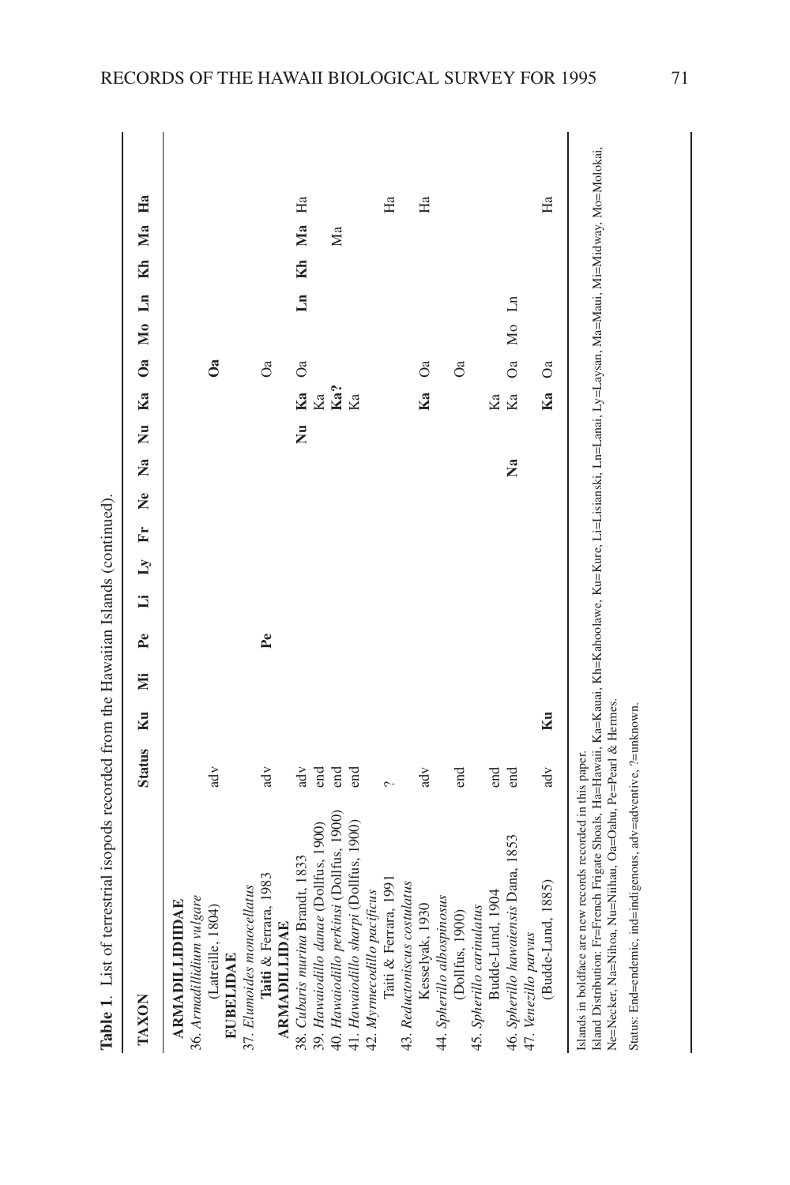**Table 1.** List of terrestrial isopods recorded from the Hawaiian Islands (continued).

| TAXON | Status | Ku | Mi | Pe | Li | Ly | Fr | Ne | Na | Nu | Ka | Oa | Mo | Ln | Kh | Ma | Ha |
|---|---|---|---|---|---|---|---|---|---|---|---|---|---|---|---|---|---|
| **ARMADILLIDIIDAE** | | | | | | | | | | | | | | | | | |
| 36. *Armadillidium vulgare* (Latreille, 1804) | adv | | | | | | | | | | | **Oa** | | | | | |
| **EUBELIDAE** | | | | | | | | | | | | | | | | | |
| 37. *Elumoides monocellatus* Taiti & Ferrara, 1983 | adv | | | **Pe** | | | | | | | | Oa | | | | | |
| **ARMADILLIDAE** | | | | | | | | | | | | | | | | | |
| 38. *Cubaris murina* Brandt, 1833 | adv | | | | | | | | | Nu | **Ka** | Oa | | **Ln** | **Kh** | **Ma** | Ha |
| 39. *Hawaiodillo danae* (Dollfus, 1900) | end | | | | | | | | | | Ka | | | | | | |
| 40. *Hawaiodillo perkinsi* (Dollfus, 1900) | end | | | | | | | | | | **Ka?** | | | | | Ma | |
| 41. *Hawaiodillo sharpi* (Dollfus, 1900) | end | | | | | | | | | | Ka | | | | | | |
| 42. *Myrmecodillo pacificus* Taiti & Ferrara, 1991 | ? | | | | | | | | | | | | | | | | Ha |
| 43. *Reductoniscus costulatus* Kesselyak, 1930 | adv | | | | | | | | | | **Ka** | Oa | | | | | Ha |
| 44. *Spherillo albospinosus* (Dollfus, 1900) | end | | | | | | | | | | | Oa | | | | | |
| 45. *Spherillo carinulatus* Budde-Lund, 1904 | end | | | | | | | | | | Ka | | | | | | |
| 46. *Spherillo hawaiensis* Dana, 1853 | end | | | | | | | | **Na** | | Ka | Oa | Mo | Ln | | | |
| 47. *Venezillo parvus* (Budde-Lund, 1885) | adv | **Ku** | | | | | | | | | **Ka** | Oa | | | | | Ha |

Islands in boldface are new records recorded in this paper.
Island Distribution: Fr=French Frigate Shoals, Ha=Hawaii, Ka=Kauai, Kh=Kahoolawe, Ku=Kure, Li=Lisianski, Ln=Lanai, Ly=Laysan, Ma=Maui, Mi=Midway, Mo=Molokai, Ne=Necker, Na=Nihoa, Nu=Niihau, Oa=Oahu, Pe=Pearl & Hermes.
Status: End=endemic, ind=indigenous, adv=adventive, ?=unknown.